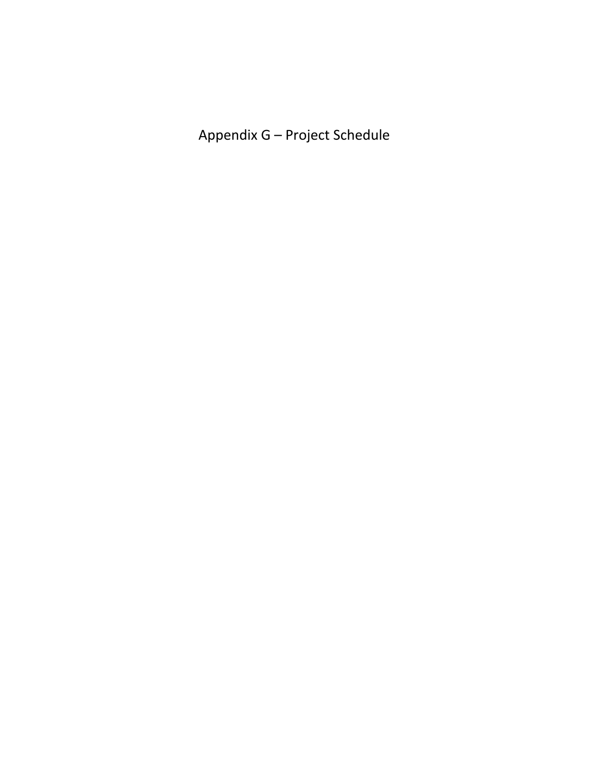# Appendix G – Project Schedule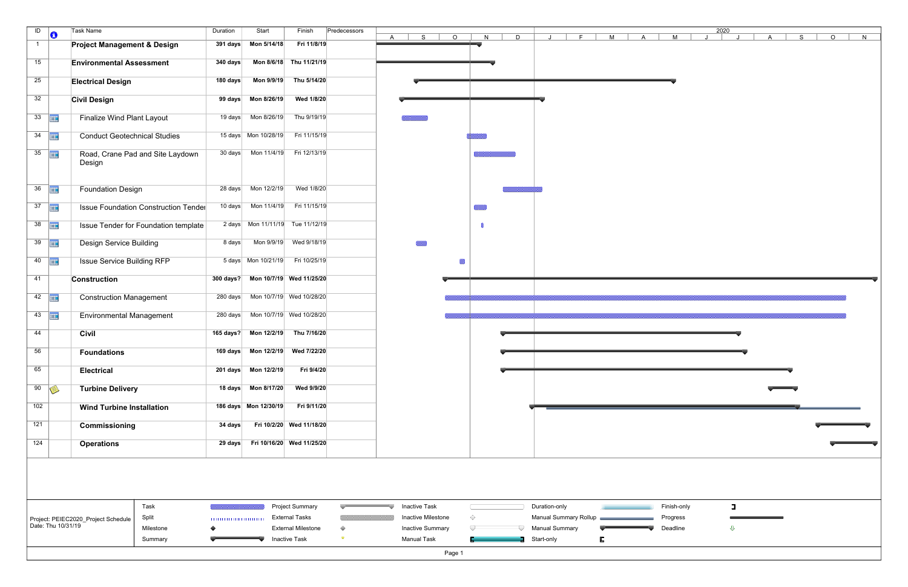| ID | Task Name | Duration | Start | Finish | Predecessors |
|---|---|---|---|---|---|
| 1 | **Project Management & Design** | **391 days** | **Mon 5/14/18** | **Fri 11/8/19** | |
| 15 | **Environmental Assessment** | **340 days** | **Mon 8/6/18** | **Thu 11/21/19** | |
| 25 | **Electrical Design** | **180 days** | **Mon 9/9/19** | **Thu 5/14/20** | |
| 32 | **Civil Design** | **99 days** | **Mon 8/26/19** | **Wed 1/8/20** | |
| 33 | Finalize Wind Plant Layout | 19 days | Mon 8/26/19 | Thu 9/19/19 | |
| 34 | Conduct Geotechnical Studies | 15 days | Mon 10/28/19 | Fri 11/15/19 | |
| 35 | Road, Crane Pad and Site Laydown Design | 30 days | Mon 11/4/19 | Fri 12/13/19 | |
| 36 | Foundation Design | 28 days | Mon 12/2/19 | Wed 1/8/20 | |
| 37 | Issue Foundation Construction Tender | 10 days | Mon 11/4/19 | Fri 11/15/19 | |
| 38 | Issue Tender for Foundation template | 2 days | Mon 11/11/19 | Tue 11/12/19 | |
| 39 | Design Service Building | 8 days | Mon 9/9/19 | Wed 9/18/19 | |
| 40 | Issue Service Building RFP | 5 days | Mon 10/21/19 | Fri 10/25/19 | |
| 41 | **Construction** | **300 days?** | **Mon 10/7/19** | **Wed 11/25/20** | |
| 42 | Construction Management | 280 days | Mon 10/7/19 | Wed 10/28/20 | |
| 43 | Environmental Management | 280 days | Mon 10/7/19 | Wed 10/28/20 | |
| 44 | **Civil** | **165 days?** | **Mon 12/2/19** | **Thu 7/16/20** | |
| 56 | **Foundations** | **169 days** | **Mon 12/2/19** | **Wed 7/22/20** | |
| 65 | **Electrical** | **201 days** | **Mon 12/2/19** | **Fri 9/4/20** | |
| 90 | **Turbine Delivery** | **18 days** | **Mon 8/17/20** | **Wed 9/9/20** | |
| 102 | **Wind Turbine Installation** | **186 days** | **Mon 12/30/19** | **Fri 9/11/20** | |
| 121 | **Commissioning** | **34 days** | **Fri 10/2/20** | **Wed 11/18/20** | |
| 124 | **Operations** | **29 days** | **Fri 10/16/20** | **Wed 11/25/20** | |

2020

A S O N D J F M A M J J A S O N

Project: PEIEC2020_Project Schedule
Date: Thu 10/31/19

Task
Split
Milestone
Summary
Project Summary
External Tasks
External Milestone
Inactive Task
Inactive Task
Inactive Milestone
Inactive Summary
Manual Task
Duration-only
Manual Summary Rollup
Manual Summary
Start-only
Finish-only
Progress
Deadline